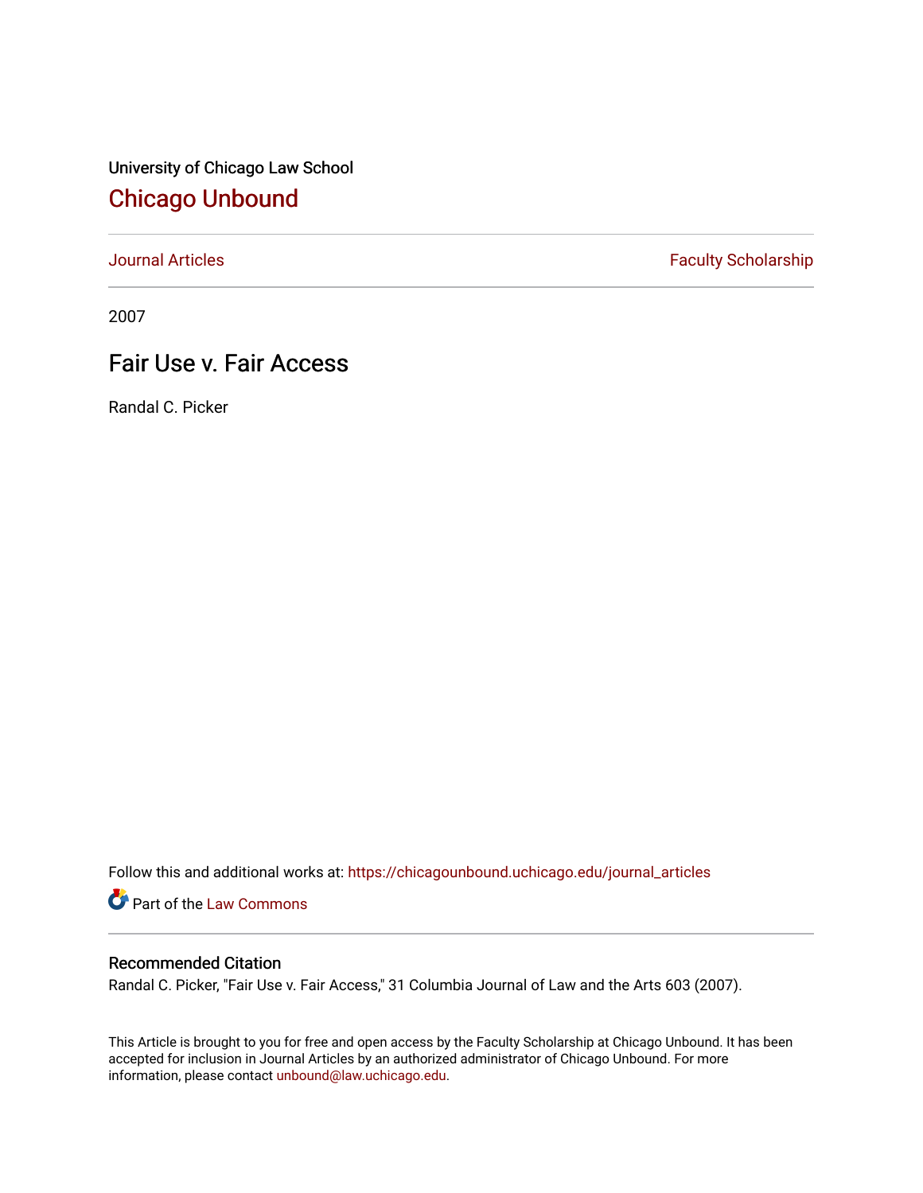University of Chicago Law School

## Chicago Unbound

Journal Articles | Faculty Scholarship

2007

# Fair Use v. Fair Access

Randal C. Picker

Follow this and additional works at: https://chicagounbound.uchicago.edu/journal_articles

Part of the Law Commons

### Recommended Citation

Randal C. Picker, "Fair Use v. Fair Access," 31 Columbia Journal of Law and the Arts 603 (2007).

This Article is brought to you for free and open access by the Faculty Scholarship at Chicago Unbound. It has been accepted for inclusion in Journal Articles by an authorized administrator of Chicago Unbound. For more information, please contact unbound@law.uchicago.edu.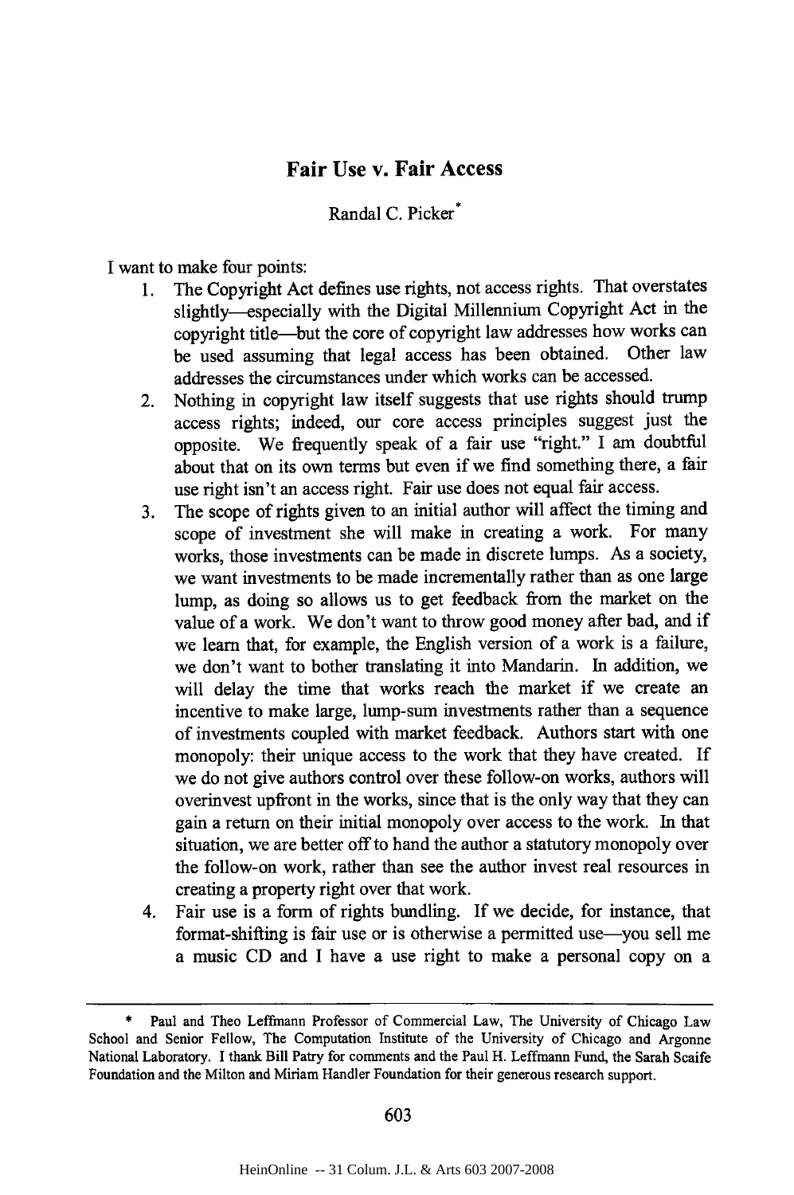# Fair Use v. Fair Access

Randal C. Picker*

I want to make four points:

1. The Copyright Act defines use rights, not access rights. That overstates slightly—especially with the Digital Millennium Copyright Act in the copyright title—but the core of copyright law addresses how works can be used assuming that legal access has been obtained. Other law addresses the circumstances under which works can be accessed.
2. Nothing in copyright law itself suggests that use rights should trump access rights; indeed, our core access principles suggest just the opposite. We frequently speak of a fair use "right." I am doubtful about that on its own terms but even if we find something there, a fair use right isn't an access right. Fair use does not equal fair access.
3. The scope of rights given to an initial author will affect the timing and scope of investment she will make in creating a work. For many works, those investments can be made in discrete lumps. As a society, we want investments to be made incrementally rather than as one large lump, as doing so allows us to get feedback from the market on the value of a work. We don't want to throw good money after bad, and if we learn that, for example, the English version of a work is a failure, we don't want to bother translating it into Mandarin. In addition, we will delay the time that works reach the market if we create an incentive to make large, lump-sum investments rather than a sequence of investments coupled with market feedback. Authors start with one monopoly: their unique access to the work that they have created. If we do not give authors control over these follow-on works, authors will overinvest upfront in the works, since that is the only way that they can gain a return on their initial monopoly over access to the work. In that situation, we are better off to hand the author a statutory monopoly over the follow-on work, rather than see the author invest real resources in creating a property right over that work.
4. Fair use is a form of rights bundling. If we decide, for instance, that format-shifting is fair use or is otherwise a permitted use—you sell me a music CD and I have a use right to make a personal copy on a

---

* Paul and Theo Leffmann Professor of Commercial Law, The University of Chicago Law School and Senior Fellow, The Computation Institute of the University of Chicago and Argonne National Laboratory. I thank Bill Patry for comments and the Paul H. Leffmann Fund, the Sarah Scaife Foundation and the Milton and Miriam Handler Foundation for their generous research support.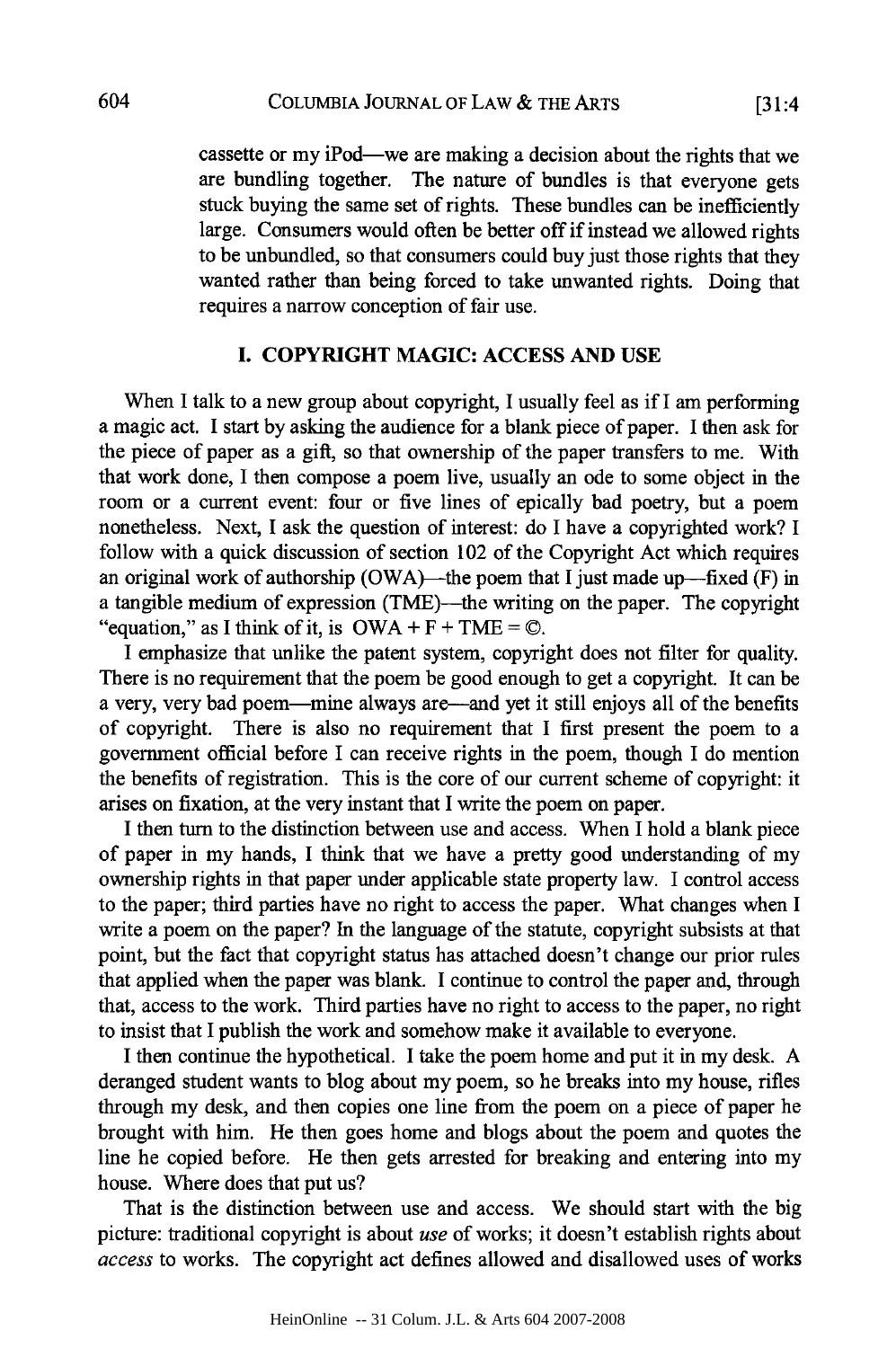cassette or my iPod—we are making a decision about the rights that we are bundling together. The nature of bundles is that everyone gets stuck buying the same set of rights. These bundles can be inefficiently large. Consumers would often be better off if instead we allowed rights to be unbundled, so that consumers could buy just those rights that they wanted rather than being forced to take unwanted rights. Doing that requires a narrow conception of fair use.

## I. COPYRIGHT MAGIC: ACCESS AND USE

When I talk to a new group about copyright, I usually feel as if I am performing a magic act. I start by asking the audience for a blank piece of paper. I then ask for the piece of paper as a gift, so that ownership of the paper transfers to me. With that work done, I then compose a poem live, usually an ode to some object in the room or a current event: four or five lines of epically bad poetry, but a poem nonetheless. Next, I ask the question of interest: do I have a copyrighted work? I follow with a quick discussion of section 102 of the Copyright Act which requires an original work of authorship (OWA)—the poem that I just made up—fixed (F) in a tangible medium of expression (TME)—the writing on the paper. The copyright "equation," as I think of it, is OWA + F + TME = ©.

I emphasize that unlike the patent system, copyright does not filter for quality. There is no requirement that the poem be good enough to get a copyright. It can be a very, very bad poem—mine always are—and yet it still enjoys all of the benefits of copyright. There is also no requirement that I first present the poem to a government official before I can receive rights in the poem, though I do mention the benefits of registration. This is the core of our current scheme of copyright: it arises on fixation, at the very instant that I write the poem on paper.

I then turn to the distinction between use and access. When I hold a blank piece of paper in my hands, I think that we have a pretty good understanding of my ownership rights in that paper under applicable state property law. I control access to the paper; third parties have no right to access the paper. What changes when I write a poem on the paper? In the language of the statute, copyright subsists at that point, but the fact that copyright status has attached doesn't change our prior rules that applied when the paper was blank. I continue to control the paper and, through that, access to the work. Third parties have no right to access to the paper, no right to insist that I publish the work and somehow make it available to everyone.

I then continue the hypothetical. I take the poem home and put it in my desk. A deranged student wants to blog about my poem, so he breaks into my house, rifles through my desk, and then copies one line from the poem on a piece of paper he brought with him. He then goes home and blogs about the poem and quotes the line he copied before. He then gets arrested for breaking and entering into my house. Where does that put us?

That is the distinction between use and access. We should start with the big picture: traditional copyright is about *use* of works; it doesn't establish rights about *access* to works. The copyright act defines allowed and disallowed uses of works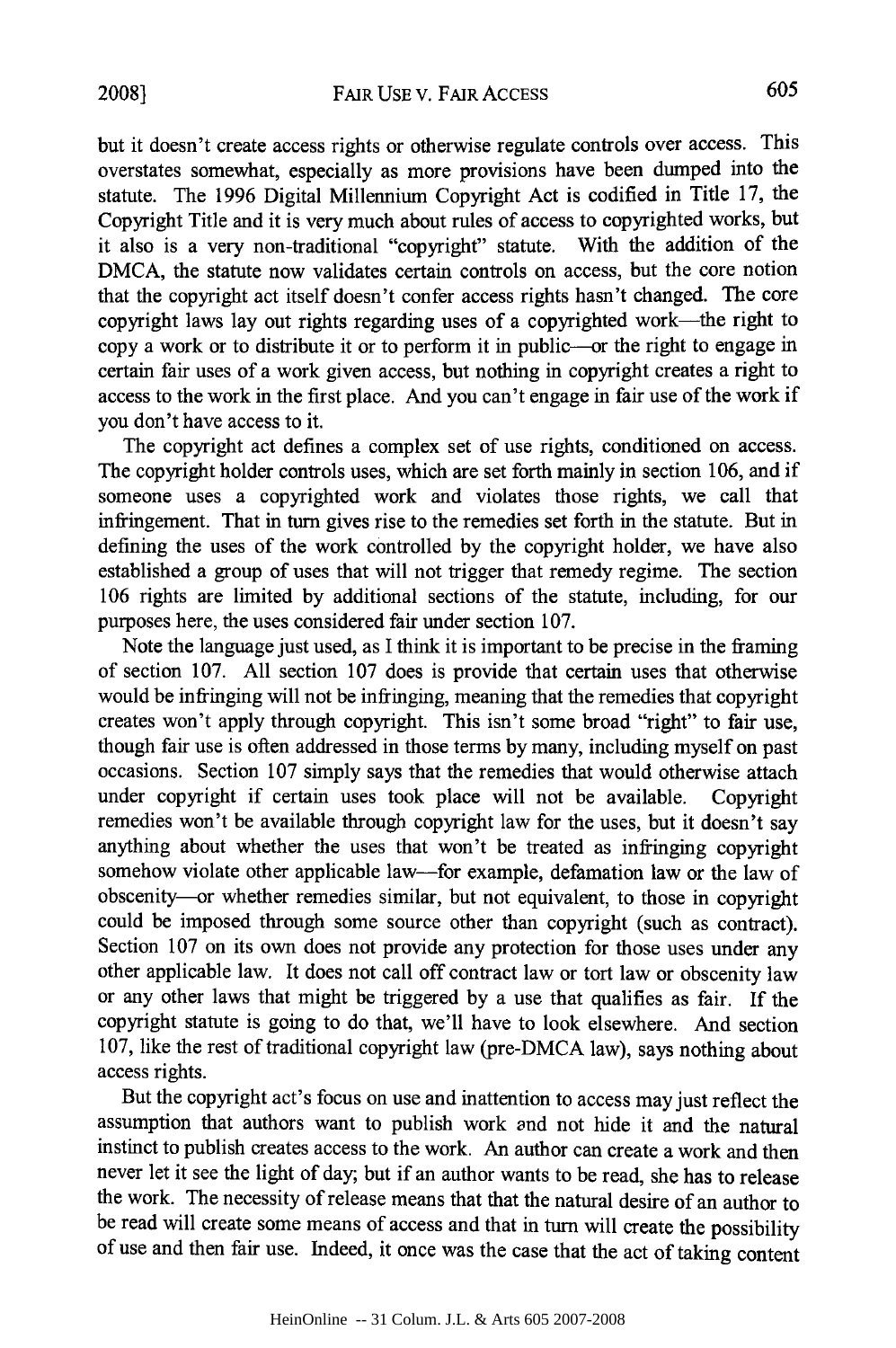but it doesn't create access rights or otherwise regulate controls over access. This overstates somewhat, especially as more provisions have been dumped into the statute. The 1996 Digital Millennium Copyright Act is codified in Title 17, the Copyright Title and it is very much about rules of access to copyrighted works, but it also is a very non-traditional "copyright" statute. With the addition of the DMCA, the statute now validates certain controls on access, but the core notion that the copyright act itself doesn't confer access rights hasn't changed. The core copyright laws lay out rights regarding uses of a copyrighted work—the right to copy a work or to distribute it or to perform it in public—or the right to engage in certain fair uses of a work given access, but nothing in copyright creates a right to access to the work in the first place. And you can't engage in fair use of the work if you don't have access to it.

The copyright act defines a complex set of use rights, conditioned on access. The copyright holder controls uses, which are set forth mainly in section 106, and if someone uses a copyrighted work and violates those rights, we call that infringement. That in turn gives rise to the remedies set forth in the statute. But in defining the uses of the work controlled by the copyright holder, we have also established a group of uses that will not trigger that remedy regime. The section 106 rights are limited by additional sections of the statute, including, for our purposes here, the uses considered fair under section 107.

Note the language just used, as I think it is important to be precise in the framing of section 107. All section 107 does is provide that certain uses that otherwise would be infringing will not be infringing, meaning that the remedies that copyright creates won't apply through copyright. This isn't some broad "right" to fair use, though fair use is often addressed in those terms by many, including myself on past occasions. Section 107 simply says that the remedies that would otherwise attach under copyright if certain uses took place will not be available. Copyright remedies won't be available through copyright law for the uses, but it doesn't say anything about whether the uses that won't be treated as infringing copyright somehow violate other applicable law—for example, defamation law or the law of obscenity—or whether remedies similar, but not equivalent, to those in copyright could be imposed through some source other than copyright (such as contract). Section 107 on its own does not provide any protection for those uses under any other applicable law. It does not call off contract law or tort law or obscenity law or any other laws that might be triggered by a use that qualifies as fair. If the copyright statute is going to do that, we'll have to look elsewhere. And section 107, like the rest of traditional copyright law (pre-DMCA law), says nothing about access rights.

But the copyright act's focus on use and inattention to access may just reflect the assumption that authors want to publish work and not hide it and the natural instinct to publish creates access to the work. An author can create a work and then never let it see the light of day; but if an author wants to be read, she has to release the work. The necessity of release means that that the natural desire of an author to be read will create some means of access and that in turn will create the possibility of use and then fair use. Indeed, it once was the case that the act of taking content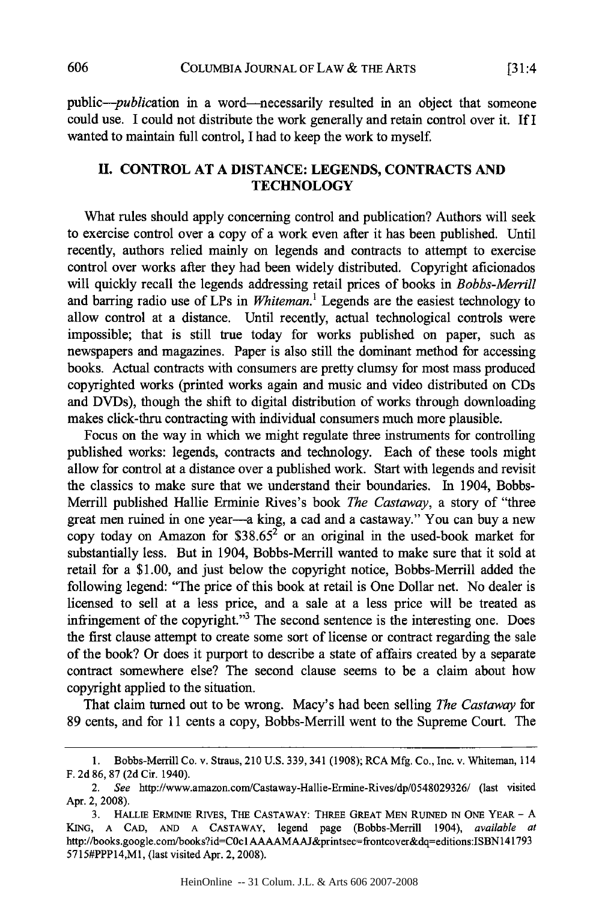public—*publication* in a word—necessarily resulted in an object that someone could use. I could not distribute the work generally and retain control over it. If I wanted to maintain full control, I had to keep the work to myself.

## II. CONTROL AT A DISTANCE: LEGENDS, CONTRACTS AND TECHNOLOGY

What rules should apply concerning control and publication? Authors will seek to exercise control over a copy of a work even after it has been published. Until recently, authors relied mainly on legends and contracts to attempt to exercise control over works after they had been widely distributed. Copyright aficionados will quickly recall the legends addressing retail prices of books in *Bobbs-Merrill* and barring radio use of LPs in *Whiteman*.[1] Legends are the easiest technology to allow control at a distance. Until recently, actual technological controls were impossible; that is still true today for works published on paper, such as newspapers and magazines. Paper is also still the dominant method for accessing books. Actual contracts with consumers are pretty clumsy for most mass produced copyrighted works (printed works again and music and video distributed on CDs and DVDs), though the shift to digital distribution of works through downloading makes click-thru contracting with individual consumers much more plausible.

Focus on the way in which we might regulate three instruments for controlling published works: legends, contracts and technology. Each of these tools might allow for control at a distance over a published work. Start with legends and revisit the classics to make sure that we understand their boundaries. In 1904, Bobbs-Merrill published Hallie Erminie Rives's book *The Castaway*, a story of "three great men ruined in one year—a king, a cad and a castaway." You can buy a new copy today on Amazon for \$38.65[2] or an original in the used-book market for substantially less. But in 1904, Bobbs-Merrill wanted to make sure that it sold at retail for a \$1.00, and just below the copyright notice, Bobbs-Merrill added the following legend: "The price of this book at retail is One Dollar net. No dealer is licensed to sell at a less price, and a sale at a less price will be treated as infringement of the copyright."[3] The second sentence is the interesting one. Does the first clause attempt to create some sort of license or contract regarding the sale of the book? Or does it purport to describe a state of affairs created by a separate contract somewhere else? The second clause seems to be a claim about how copyright applied to the situation.

That claim turned out to be wrong. Macy's had been selling *The Castaway* for 89 cents, and for 11 cents a copy, Bobbs-Merrill went to the Supreme Court. The

---

1. Bobbs-Merrill Co. v. Straus, 210 U.S. 339, 341 (1908); RCA Mfg. Co., Inc. v. Whiteman, 114 F. 2d 86, 87 (2d Cir. 1940).

2. *See* http://www.amazon.com/Castaway-Hallie-Ermine-Rives/dp/0548029326/ (last visited Apr. 2, 2008).

3. HALLIE ERMINIE RIVES, THE CASTAWAY: THREE GREAT MEN RUINED IN ONE YEAR – A KING, A CAD, AND A CASTAWAY, legend page (Bobbs-Merrill 1904), *available at* http://books.google.com/books?id=C0c1AAAAMAAJ&printsec=frontcover&dq=editions:ISBN1417935715#PPP14,M1, (last visited Apr. 2, 2008).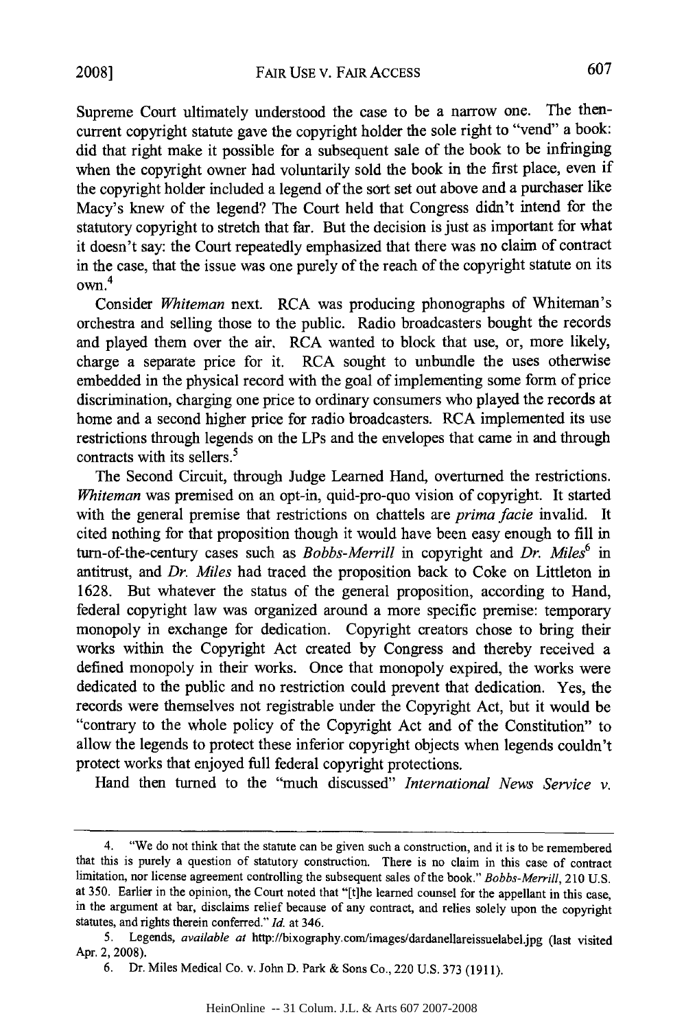Supreme Court ultimately understood the case to be a narrow one. The then-current copyright statute gave the copyright holder the sole right to "vend" a book: did that right make it possible for a subsequent sale of the book to be infringing when the copyright owner had voluntarily sold the book in the first place, even if the copyright holder included a legend of the sort set out above and a purchaser like Macy's knew of the legend? The Court held that Congress didn't intend for the statutory copyright to stretch that far. But the decision is just as important for what it doesn't say: the Court repeatedly emphasized that there was no claim of contract in the case, that the issue was one purely of the reach of the copyright statute on its own.[4]

Consider *Whiteman* next. RCA was producing phonographs of Whiteman's orchestra and selling those to the public. Radio broadcasters bought the records and played them over the air. RCA wanted to block that use, or, more likely, charge a separate price for it. RCA sought to unbundle the uses otherwise embedded in the physical record with the goal of implementing some form of price discrimination, charging one price to ordinary consumers who played the records at home and a second higher price for radio broadcasters. RCA implemented its use restrictions through legends on the LPs and the envelopes that came in and through contracts with its sellers.[5]

The Second Circuit, through Judge Learned Hand, overturned the restrictions. *Whiteman* was premised on an opt-in, quid-pro-quo vision of copyright. It started with the general premise that restrictions on chattels are *prima facie* invalid. It cited nothing for that proposition though it would have been easy enough to fill in turn-of-the-century cases such as *Bobbs-Merrill* in copyright and *Dr. Miles*[6] in antitrust, and *Dr. Miles* had traced the proposition back to Coke on Littleton in 1628. But whatever the status of the general proposition, according to Hand, federal copyright law was organized around a more specific premise: temporary monopoly in exchange for dedication. Copyright creators chose to bring their works within the Copyright Act created by Congress and thereby received a defined monopoly in their works. Once that monopoly expired, the works were dedicated to the public and no restriction could prevent that dedication. Yes, the records were themselves not registrable under the Copyright Act, but it would be "contrary to the whole policy of the Copyright Act and of the Constitution" to allow the legends to protect these inferior copyright objects when legends couldn't protect works that enjoyed full federal copyright protections.

Hand then turned to the "much discussed" *International News Service v.*

---

4. "We do not think that the statute can be given such a construction, and it is to be remembered that this is purely a question of statutory construction. There is no claim in this case of contract limitation, nor license agreement controlling the subsequent sales of the book." *Bobbs-Merrill*, 210 U.S. at 350. Earlier in the opinion, the Court noted that "[t]he learned counsel for the appellant in this case, in the argument at bar, disclaims relief because of any contract, and relies solely upon the copyright statutes, and rights therein conferred." *Id.* at 346.

5. Legends, *available at* http://bixography.com/images/dardanellareissuelabel.jpg (last visited Apr. 2, 2008).

6. Dr. Miles Medical Co. v. John D. Park & Sons Co., 220 U.S. 373 (1911).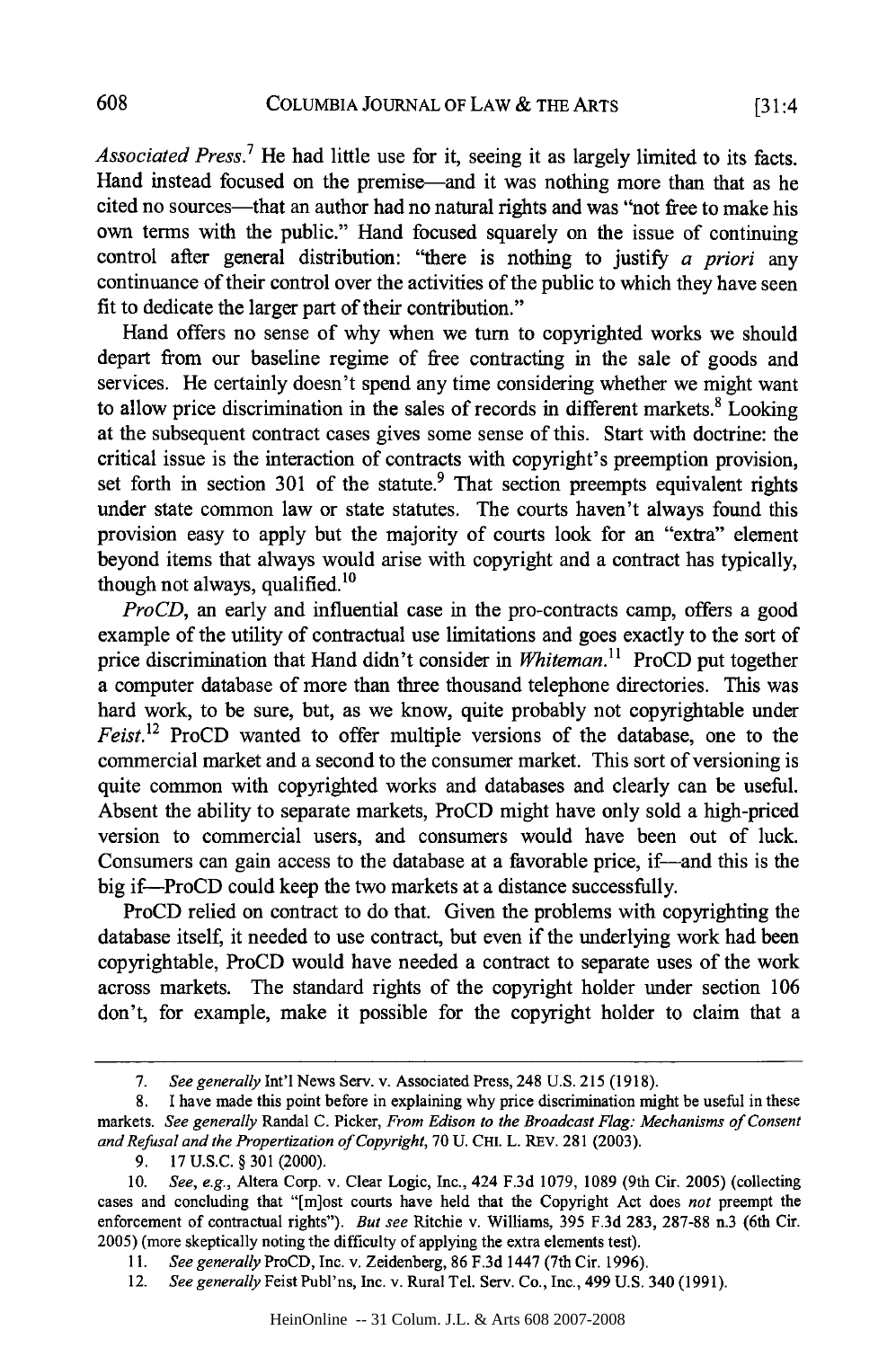*Associated Press*.[7] He had little use for it, seeing it as largely limited to its facts. Hand instead focused on the premise—and it was nothing more than that as he cited no sources—that an author had no natural rights and was "not free to make his own terms with the public." Hand focused squarely on the issue of continuing control after general distribution: "there is nothing to justify *a priori* any continuance of their control over the activities of the public to which they have seen fit to dedicate the larger part of their contribution."

Hand offers no sense of why when we turn to copyrighted works we should depart from our baseline regime of free contracting in the sale of goods and services. He certainly doesn't spend any time considering whether we might want to allow price discrimination in the sales of records in different markets.[8] Looking at the subsequent contract cases gives some sense of this. Start with doctrine: the critical issue is the interaction of contracts with copyright's preemption provision, set forth in section 301 of the statute.[9] That section preempts equivalent rights under state common law or state statutes. The courts haven't always found this provision easy to apply but the majority of courts look for an "extra" element beyond items that always would arise with copyright and a contract has typically, though not always, qualified.[10]

*ProCD*, an early and influential case in the pro-contracts camp, offers a good example of the utility of contractual use limitations and goes exactly to the sort of price discrimination that Hand didn't consider in *Whiteman*.[11] ProCD put together a computer database of more than three thousand telephone directories. This was hard work, to be sure, but, as we know, quite probably not copyrightable under *Feist*.[12] ProCD wanted to offer multiple versions of the database, one to the commercial market and a second to the consumer market. This sort of versioning is quite common with copyrighted works and databases and clearly can be useful. Absent the ability to separate markets, ProCD might have only sold a high-priced version to commercial users, and consumers would have been out of luck. Consumers can gain access to the database at a favorable price, if—and this is the big if—ProCD could keep the two markets at a distance successfully.

ProCD relied on contract to do that. Given the problems with copyrighting the database itself, it needed to use contract, but even if the underlying work had been copyrightable, ProCD would have needed a contract to separate uses of the work across markets. The standard rights of the copyright holder under section 106 don't, for example, make it possible for the copyright holder to claim that a

---

7. *See generally* Int'l News Serv. v. Associated Press, 248 U.S. 215 (1918).

8. I have made this point before in explaining why price discrimination might be useful in these markets. *See generally* Randal C. Picker, *From Edison to the Broadcast Flag: Mechanisms of Consent and Refusal and the Propertization of Copyright*, 70 U. CHI. L. REV. 281 (2003).

9. 17 U.S.C. § 301 (2000).

10. *See, e.g.*, Altera Corp. v. Clear Logic, Inc., 424 F.3d 1079, 1089 (9th Cir. 2005) (collecting cases and concluding that "[m]ost courts have held that the Copyright Act does *not* preempt the enforcement of contractual rights"). *But see* Ritchie v. Williams, 395 F.3d 283, 287-88 n.3 (6th Cir. 2005) (more skeptically noting the difficulty of applying the extra elements test).

11. *See generally* ProCD, Inc. v. Zeidenberg, 86 F.3d 1447 (7th Cir. 1996).

12. *See generally* Feist Publ'ns, Inc. v. Rural Tel. Serv. Co., Inc., 499 U.S. 340 (1991).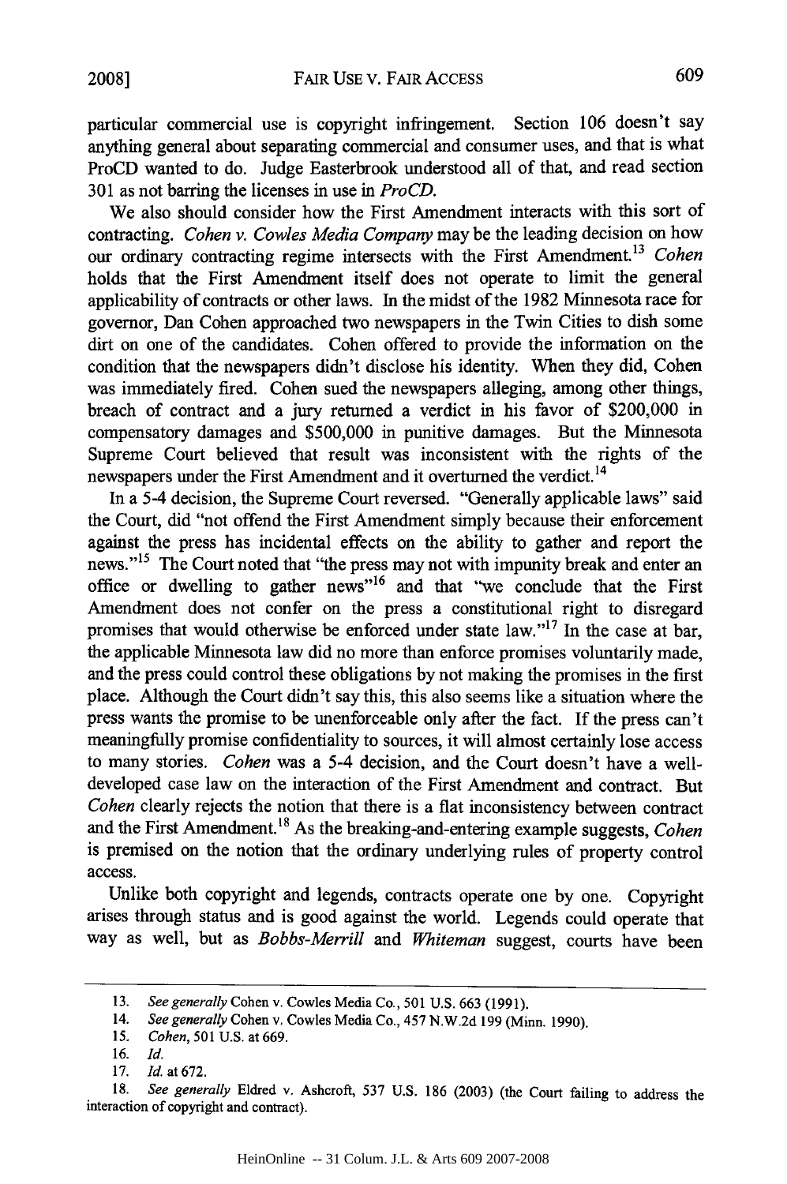particular commercial use is copyright infringement. Section 106 doesn't say anything general about separating commercial and consumer uses, and that is what ProCD wanted to do. Judge Easterbrook understood all of that, and read section 301 as not barring the licenses in use in *ProCD.*

We also should consider how the First Amendment interacts with this sort of contracting. *Cohen v. Cowles Media Company* may be the leading decision on how our ordinary contracting regime intersects with the First Amendment.[13] *Cohen* holds that the First Amendment itself does not operate to limit the general applicability of contracts or other laws. In the midst of the 1982 Minnesota race for governor, Dan Cohen approached two newspapers in the Twin Cities to dish some dirt on one of the candidates. Cohen offered to provide the information on the condition that the newspapers didn't disclose his identity. When they did, Cohen was immediately fired. Cohen sued the newspapers alleging, among other things, breach of contract and a jury returned a verdict in his favor of $200,000 in compensatory damages and $500,000 in punitive damages. But the Minnesota Supreme Court believed that result was inconsistent with the rights of the newspapers under the First Amendment and it overturned the verdict.[14]

In a 5-4 decision, the Supreme Court reversed. "Generally applicable laws" said the Court, did "not offend the First Amendment simply because their enforcement against the press has incidental effects on the ability to gather and report the news."[15] The Court noted that "the press may not with impunity break and enter an office or dwelling to gather news"[16] and that "we conclude that the First Amendment does not confer on the press a constitutional right to disregard promises that would otherwise be enforced under state law."[17] In the case at bar, the applicable Minnesota law did no more than enforce promises voluntarily made, and the press could control these obligations by not making the promises in the first place. Although the Court didn't say this, this also seems like a situation where the press wants the promise to be unenforceable only after the fact. If the press can't meaningfully promise confidentiality to sources, it will almost certainly lose access to many stories. *Cohen* was a 5-4 decision, and the Court doesn't have a well-developed case law on the interaction of the First Amendment and contract. But *Cohen* clearly rejects the notion that there is a flat inconsistency between contract and the First Amendment.[18] As the breaking-and-entering example suggests, *Cohen* is premised on the notion that the ordinary underlying rules of property control access.

Unlike both copyright and legends, contracts operate one by one. Copyright arises through status and is good against the world. Legends could operate that way as well, but as *Bobbs-Merrill* and *Whiteman* suggest, courts have been

---

13. *See generally* Cohen v. Cowles Media Co., 501 U.S. 663 (1991).

14. *See generally* Cohen v. Cowles Media Co., 457 N.W.2d 199 (Minn. 1990).

15. *Cohen*, 501 U.S. at 669.

16. *Id.*

17. *Id.* at 672.

18. *See generally* Eldred v. Ashcroft, 537 U.S. 186 (2003) (the Court failing to address the interaction of copyright and contract).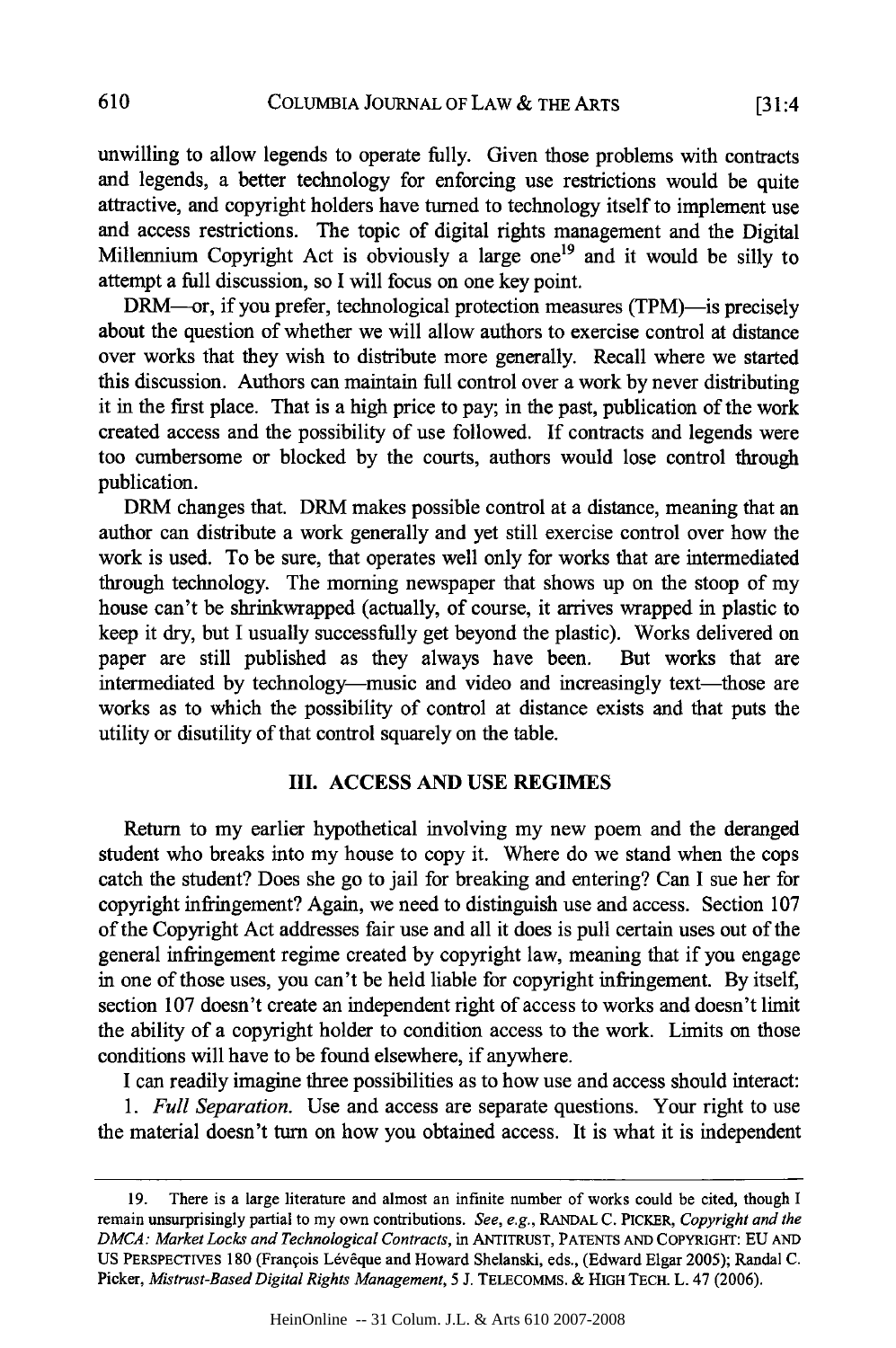unwilling to allow legends to operate fully. Given those problems with contracts and legends, a better technology for enforcing use restrictions would be quite attractive, and copyright holders have turned to technology itself to implement use and access restrictions. The topic of digital rights management and the Digital Millennium Copyright Act is obviously a large one[19] and it would be silly to attempt a full discussion, so I will focus on one key point.

DRM—or, if you prefer, technological protection measures (TPM)—is precisely about the question of whether we will allow authors to exercise control at distance over works that they wish to distribute more generally. Recall where we started this discussion. Authors can maintain full control over a work by never distributing it in the first place. That is a high price to pay; in the past, publication of the work created access and the possibility of use followed. If contracts and legends were too cumbersome or blocked by the courts, authors would lose control through publication.

DRM changes that. DRM makes possible control at a distance, meaning that an author can distribute a work generally and yet still exercise control over how the work is used. To be sure, that operates well only for works that are intermediated through technology. The morning newspaper that shows up on the stoop of my house can't be shrinkwrapped (actually, of course, it arrives wrapped in plastic to keep it dry, but I usually successfully get beyond the plastic). Works delivered on paper are still published as they always have been. But works that are intermediated by technology—music and video and increasingly text—those are works as to which the possibility of control at distance exists and that puts the utility or disutility of that control squarely on the table.

## III. ACCESS AND USE REGIMES

Return to my earlier hypothetical involving my new poem and the deranged student who breaks into my house to copy it. Where do we stand when the cops catch the student? Does she go to jail for breaking and entering? Can I sue her for copyright infringement? Again, we need to distinguish use and access. Section 107 of the Copyright Act addresses fair use and all it does is pull certain uses out of the general infringement regime created by copyright law, meaning that if you engage in one of those uses, you can't be held liable for copyright infringement. By itself, section 107 doesn't create an independent right of access to works and doesn't limit the ability of a copyright holder to condition access to the work. Limits on those conditions will have to be found elsewhere, if anywhere.

I can readily imagine three possibilities as to how use and access should interact:

1. *Full Separation.* Use and access are separate questions. Your right to use the material doesn't turn on how you obtained access. It is what it is independent

---

19. There is a large literature and almost an infinite number of works could be cited, though I remain unsurprisingly partial to my own contributions. *See, e.g.*, RANDAL C. PICKER, *Copyright and the DMCA: Market Locks and Technological Contracts*, in ANTITRUST, PATENTS AND COPYRIGHT: EU AND US PERSPECTIVES 180 (François Lévêque and Howard Shelanski, eds., (Edward Elgar 2005); Randal C. Picker, *Mistrust-Based Digital Rights Management*, 5 J. TELECOMMS. & HIGH TECH. L. 47 (2006).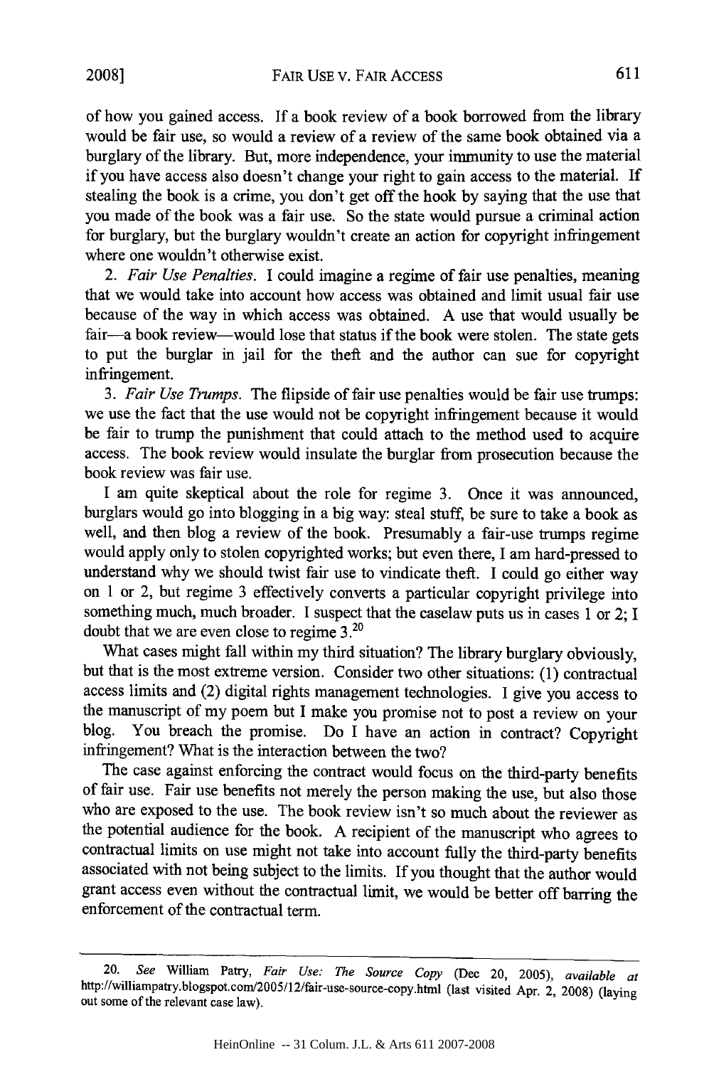of how you gained access. If a book review of a book borrowed from the library would be fair use, so would a review of a review of the same book obtained via a burglary of the library. But, more independence, your immunity to use the material if you have access also doesn't change your right to gain access to the material. If stealing the book is a crime, you don't get off the hook by saying that the use that you made of the book was a fair use. So the state would pursue a criminal action for burglary, but the burglary wouldn't create an action for copyright infringement where one wouldn't otherwise exist.

2. *Fair Use Penalties*. I could imagine a regime of fair use penalties, meaning that we would take into account how access was obtained and limit usual fair use because of the way in which access was obtained. A use that would usually be fair—a book review—would lose that status if the book were stolen. The state gets to put the burglar in jail for the theft and the author can sue for copyright infringement.

3. *Fair Use Trumps*. The flipside of fair use penalties would be fair use trumps: we use the fact that the use would not be copyright infringement because it would be fair to trump the punishment that could attach to the method used to acquire access. The book review would insulate the burglar from prosecution because the book review was fair use.

I am quite skeptical about the role for regime 3. Once it was announced, burglars would go into blogging in a big way: steal stuff, be sure to take a book as well, and then blog a review of the book. Presumably a fair-use trumps regime would apply only to stolen copyrighted works; but even there, I am hard-pressed to understand why we should twist fair use to vindicate theft. I could go either way on 1 or 2, but regime 3 effectively converts a particular copyright privilege into something much, much broader. I suspect that the caselaw puts us in cases 1 or 2; I doubt that we are even close to regime 3.[20]

What cases might fall within my third situation? The library burglary obviously, but that is the most extreme version. Consider two other situations: (1) contractual access limits and (2) digital rights management technologies. I give you access to the manuscript of my poem but I make you promise not to post a review on your blog. You breach the promise. Do I have an action in contract? Copyright infringement? What is the interaction between the two?

The case against enforcing the contract would focus on the third-party benefits of fair use. Fair use benefits not merely the person making the use, but also those who are exposed to the use. The book review isn't so much about the reviewer as the potential audience for the book. A recipient of the manuscript who agrees to contractual limits on use might not take into account fully the third-party benefits associated with not being subject to the limits. If you thought that the author would grant access even without the contractual limit, we would be better off barring the enforcement of the contractual term.

---

20. *See* William Patry, *Fair Use: The Source Copy* (Dec 20, 2005), *available at* http://williampatry.blogspot.com/2005/12/fair-use-source-copy.html (last visited Apr. 2, 2008) (laying out some of the relevant case law).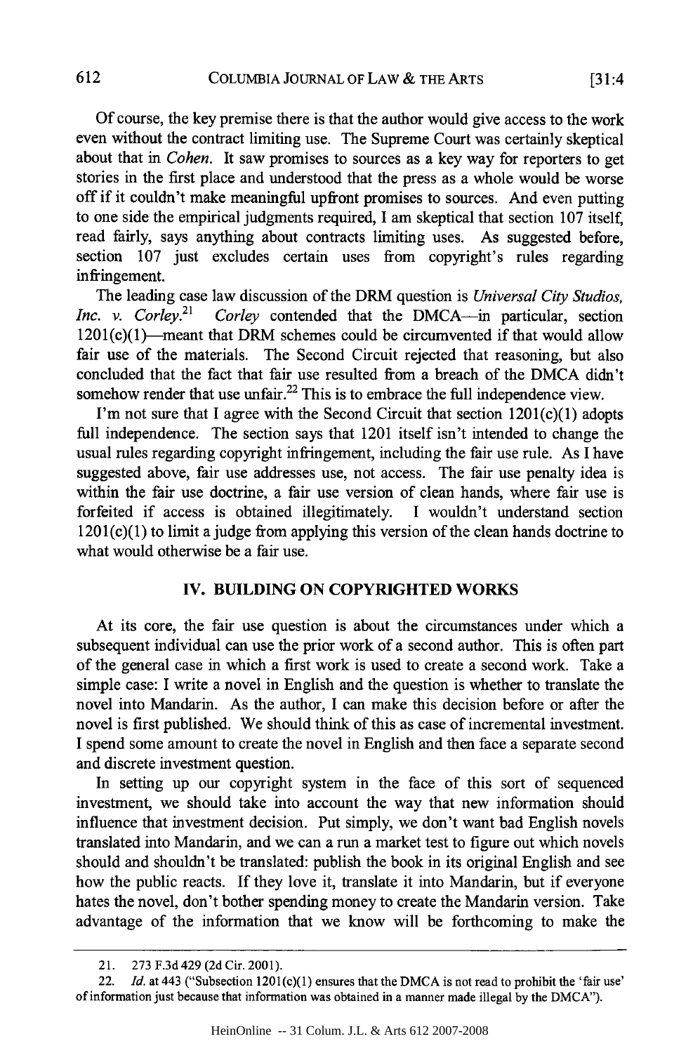Of course, the key premise there is that the author would give access to the work even without the contract limiting use. The Supreme Court was certainly skeptical about that in *Cohen*. It saw promises to sources as a key way for reporters to get stories in the first place and understood that the press as a whole would be worse off if it couldn't make meaningful upfront promises to sources. And even putting to one side the empirical judgments required, I am skeptical that section 107 itself, read fairly, says anything about contracts limiting uses. As suggested before, section 107 just excludes certain uses from copyright's rules regarding infringement.

The leading case law discussion of the DRM question is *Universal City Studios, Inc. v. Corley*.[21] *Corley* contended that the DMCA—in particular, section 1201(c)(1)—meant that DRM schemes could be circumvented if that would allow fair use of the materials. The Second Circuit rejected that reasoning, but also concluded that the fact that fair use resulted from a breach of the DMCA didn't somehow render that use unfair.[22] This is to embrace the full independence view.

I'm not sure that I agree with the Second Circuit that section 1201(c)(1) adopts full independence. The section says that 1201 itself isn't intended to change the usual rules regarding copyright infringement, including the fair use rule. As I have suggested above, fair use addresses use, not access. The fair use penalty idea is within the fair use doctrine, a fair use version of clean hands, where fair use is forfeited if access is obtained illegitimately. I wouldn't understand section 1201(c)(1) to limit a judge from applying this version of the clean hands doctrine to what would otherwise be a fair use.

## IV. BUILDING ON COPYRIGHTED WORKS

At its core, the fair use question is about the circumstances under which a subsequent individual can use the prior work of a second author. This is often part of the general case in which a first work is used to create a second work. Take a simple case: I write a novel in English and the question is whether to translate the novel into Mandarin. As the author, I can make this decision before or after the novel is first published. We should think of this as case of incremental investment. I spend some amount to create the novel in English and then face a separate second and discrete investment question.

In setting up our copyright system in the face of this sort of sequenced investment, we should take into account the way that new information should influence that investment decision. Put simply, we don't want bad English novels translated into Mandarin, and we can a run a market test to figure out which novels should and shouldn't be translated: publish the book in its original English and see how the public reacts. If they love it, translate it into Mandarin, but if everyone hates the novel, don't bother spending money to create the Mandarin version. Take advantage of the information that we know will be forthcoming to make the

---

21. 273 F.3d 429 (2d Cir. 2001).

22. *Id.* at 443 ("Subsection 1201(c)(1) ensures that the DMCA is not read to prohibit the 'fair use' of information just because that information was obtained in a manner made illegal by the DMCA").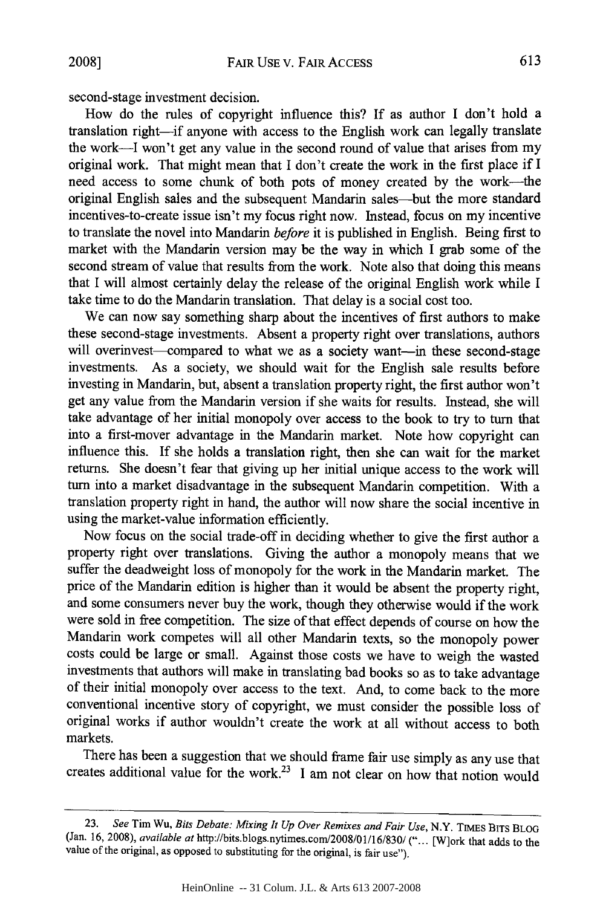second-stage investment decision.

How do the rules of copyright influence this? If as author I don't hold a translation right—if anyone with access to the English work can legally translate the work—I won't get any value in the second round of value that arises from my original work. That might mean that I don't create the work in the first place if I need access to some chunk of both pots of money created by the work—the original English sales and the subsequent Mandarin sales—but the more standard incentives-to-create issue isn't my focus right now. Instead, focus on my incentive to translate the novel into Mandarin *before* it is published in English. Being first to market with the Mandarin version may be the way in which I grab some of the second stream of value that results from the work. Note also that doing this means that I will almost certainly delay the release of the original English work while I take time to do the Mandarin translation. That delay is a social cost too.

We can now say something sharp about the incentives of first authors to make these second-stage investments. Absent a property right over translations, authors will overinvest—compared to what we as a society want—in these second-stage investments. As a society, we should wait for the English sale results before investing in Mandarin, but, absent a translation property right, the first author won't get any value from the Mandarin version if she waits for results. Instead, she will take advantage of her initial monopoly over access to the book to try to turn that into a first-mover advantage in the Mandarin market. Note how copyright can influence this. If she holds a translation right, then she can wait for the market returns. She doesn't fear that giving up her initial unique access to the work will turn into a market disadvantage in the subsequent Mandarin competition. With a translation property right in hand, the author will now share the social incentive in using the market-value information efficiently.

Now focus on the social trade-off in deciding whether to give the first author a property right over translations. Giving the author a monopoly means that we suffer the deadweight loss of monopoly for the work in the Mandarin market. The price of the Mandarin edition is higher than it would be absent the property right, and some consumers never buy the work, though they otherwise would if the work were sold in free competition. The size of that effect depends of course on how the Mandarin work competes will all other Mandarin texts, so the monopoly power costs could be large or small. Against those costs we have to weigh the wasted investments that authors will make in translating bad books so as to take advantage of their initial monopoly over access to the text. And, to come back to the more conventional incentive story of copyright, we must consider the possible loss of original works if author wouldn't create the work at all without access to both markets.

There has been a suggestion that we should frame fair use simply as any use that creates additional value for the work.[23] I am not clear on how that notion would

---

23. *See* Tim Wu, *Bits Debate: Mixing It Up Over Remixes and Fair Use*, N.Y. TIMES BITS BLOG (Jan. 16, 2008), *available at* http://bits.blogs.nytimes.com/2008/01/16/830/ ("... [W]ork that adds to the value of the original, as opposed to substituting for the original, is fair use").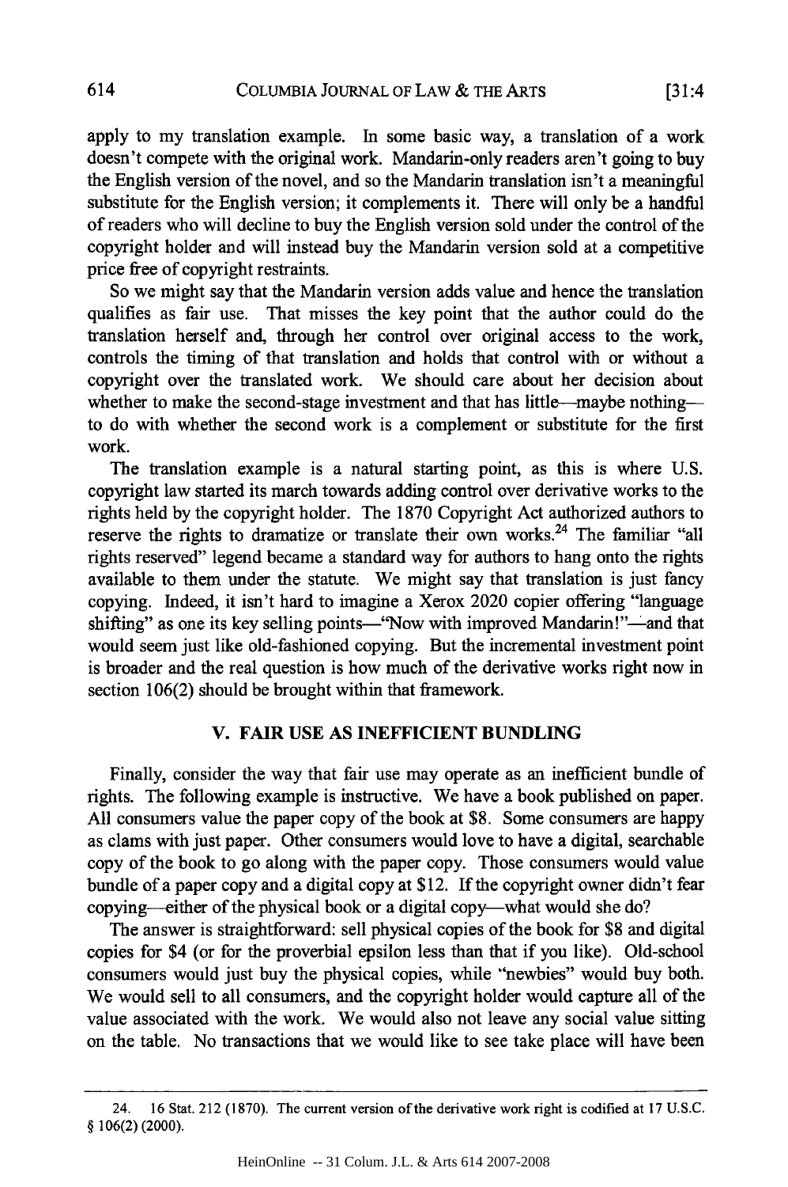apply to my translation example. In some basic way, a translation of a work doesn't compete with the original work. Mandarin-only readers aren't going to buy the English version of the novel, and so the Mandarin translation isn't a meaningful substitute for the English version; it complements it. There will only be a handful of readers who will decline to buy the English version sold under the control of the copyright holder and will instead buy the Mandarin version sold at a competitive price free of copyright restraints.

So we might say that the Mandarin version adds value and hence the translation qualifies as fair use. That misses the key point that the author could do the translation herself and, through her control over original access to the work, controls the timing of that translation and holds that control with or without a copyright over the translated work. We should care about her decision about whether to make the second-stage investment and that has little—maybe nothing—to do with whether the second work is a complement or substitute for the first work.

The translation example is a natural starting point, as this is where U.S. copyright law started its march towards adding control over derivative works to the rights held by the copyright holder. The 1870 Copyright Act authorized authors to reserve the rights to dramatize or translate their own works.[24] The familiar "all rights reserved" legend became a standard way for authors to hang onto the rights available to them under the statute. We might say that translation is just fancy copying. Indeed, it isn't hard to imagine a Xerox 2020 copier offering "language shifting" as one its key selling points—"Now with improved Mandarin!"—and that would seem just like old-fashioned copying. But the incremental investment point is broader and the real question is how much of the derivative works right now in section 106(2) should be brought within that framework.

## V. FAIR USE AS INEFFICIENT BUNDLING

Finally, consider the way that fair use may operate as an inefficient bundle of rights. The following example is instructive. We have a book published on paper. All consumers value the paper copy of the book at \$8. Some consumers are happy as clams with just paper. Other consumers would love to have a digital, searchable copy of the book to go along with the paper copy. Those consumers would value bundle of a paper copy and a digital copy at \$12. If the copyright owner didn't fear copying—either of the physical book or a digital copy—what would she do?

The answer is straightforward: sell physical copies of the book for \$8 and digital copies for \$4 (or for the proverbial epsilon less than that if you like). Old-school consumers would just buy the physical copies, while "newbies" would buy both. We would sell to all consumers, and the copyright holder would capture all of the value associated with the work. We would also not leave any social value sitting on the table. No transactions that we would like to see take place will have been

---

24. 16 Stat. 212 (1870). The current version of the derivative work right is codified at 17 U.S.C. § 106(2) (2000).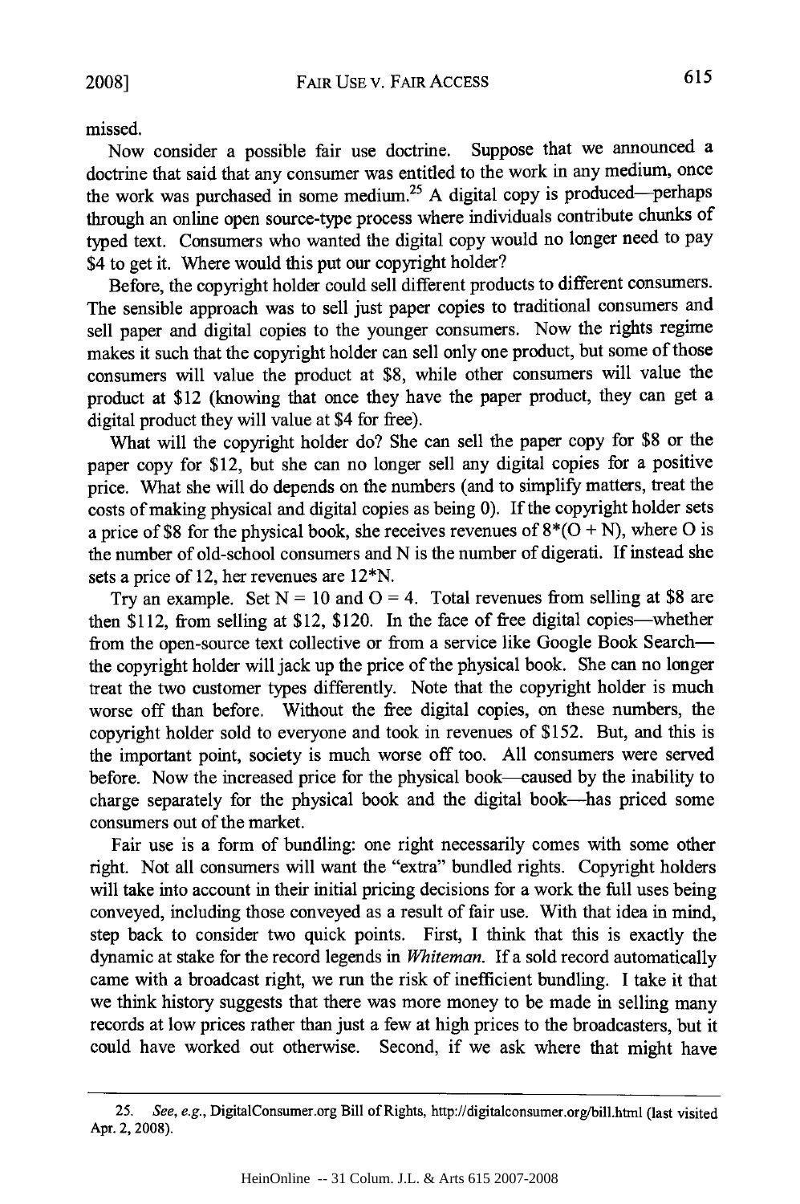missed.

Now consider a possible fair use doctrine. Suppose that we announced a doctrine that said that any consumer was entitled to the work in any medium, once the work was purchased in some medium.[25] A digital copy is produced—perhaps through an online open source-type process where individuals contribute chunks of typed text. Consumers who wanted the digital copy would no longer need to pay $4 to get it. Where would this put our copyright holder?

Before, the copyright holder could sell different products to different consumers. The sensible approach was to sell just paper copies to traditional consumers and sell paper and digital copies to the younger consumers. Now the rights regime makes it such that the copyright holder can sell only one product, but some of those consumers will value the product at $8, while other consumers will value the product at $12 (knowing that once they have the paper product, they can get a digital product they will value at $4 for free).

What will the copyright holder do? She can sell the paper copy for $8 or the paper copy for $12, but she can no longer sell any digital copies for a positive price. What she will do depends on the numbers (and to simplify matters, treat the costs of making physical and digital copies as being 0). If the copyright holder sets a price of $8 for the physical book, she receives revenues of $8*(O + N)$, where O is the number of old-school consumers and N is the number of digerati. If instead she sets a price of 12, her revenues are $12*N$.

Try an example. Set $N = 10$ and $O = 4$. Total revenues from selling at $8 are then $112, from selling at $12, $120. In the face of free digital copies—whether from the open-source text collective or from a service like Google Book Search—the copyright holder will jack up the price of the physical book. She can no longer treat the two customer types differently. Note that the copyright holder is much worse off than before. Without the free digital copies, on these numbers, the copyright holder sold to everyone and took in revenues of $152. But, and this is the important point, society is much worse off too. All consumers were served before. Now the increased price for the physical book—caused by the inability to charge separately for the physical book and the digital book—has priced some consumers out of the market.

Fair use is a form of bundling: one right necessarily comes with some other right. Not all consumers will want the "extra" bundled rights. Copyright holders will take into account in their initial pricing decisions for a work the full uses being conveyed, including those conveyed as a result of fair use. With that idea in mind, step back to consider two quick points. First, I think that this is exactly the dynamic at stake for the record legends in *Whiteman*. If a sold record automatically came with a broadcast right, we run the risk of inefficient bundling. I take it that we think history suggests that there was more money to be made in selling many records at low prices rather than just a few at high prices to the broadcasters, but it could have worked out otherwise. Second, if we ask where that might have

---

25. *See, e.g.*, DigitalConsumer.org Bill of Rights, http://digitalconsumer.org/bill.html (last visited Apr. 2, 2008).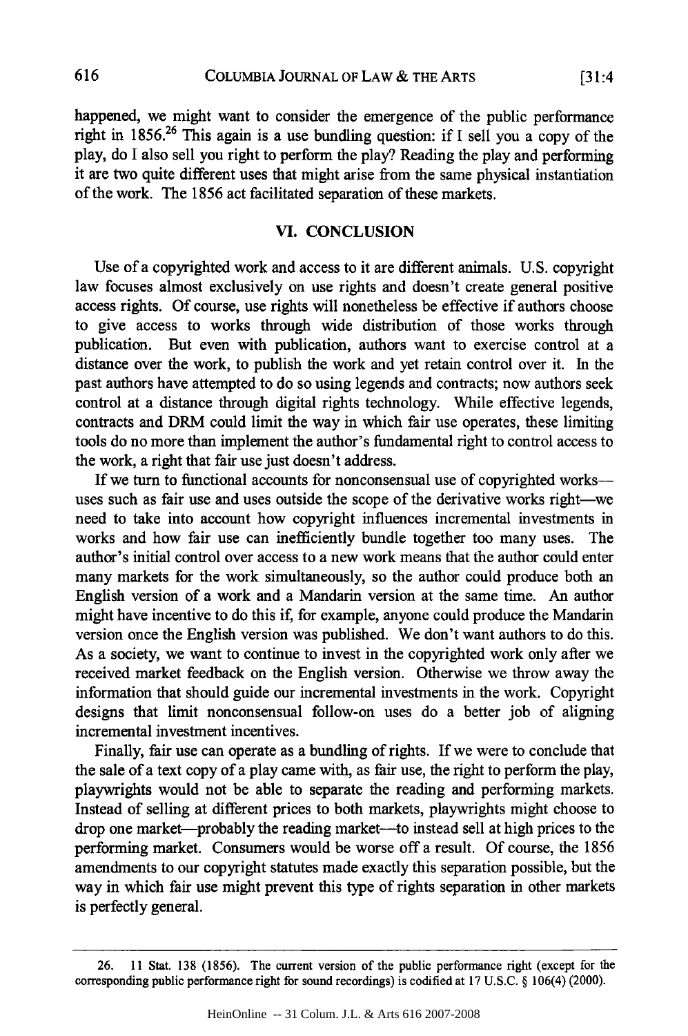happened, we might want to consider the emergence of the public performance right in 1856.[26] This again is a use bundling question: if I sell you a copy of the play, do I also sell you right to perform the play? Reading the play and performing it are two quite different uses that might arise from the same physical instantiation of the work. The 1856 act facilitated separation of these markets.

## VI. CONCLUSION

Use of a copyrighted work and access to it are different animals. U.S. copyright law focuses almost exclusively on use rights and doesn't create general positive access rights. Of course, use rights will nonetheless be effective if authors choose to give access to works through wide distribution of those works through publication. But even with publication, authors want to exercise control at a distance over the work, to publish the work and yet retain control over it. In the past authors have attempted to do so using legends and contracts; now authors seek control at a distance through digital rights technology. While effective legends, contracts and DRM could limit the way in which fair use operates, these limiting tools do no more than implement the author's fundamental right to control access to the work, a right that fair use just doesn't address.

If we turn to functional accounts for nonconsensual use of copyrighted works—uses such as fair use and uses outside the scope of the derivative works right—we need to take into account how copyright influences incremental investments in works and how fair use can inefficiently bundle together too many uses. The author's initial control over access to a new work means that the author could enter many markets for the work simultaneously, so the author could produce both an English version of a work and a Mandarin version at the same time. An author might have incentive to do this if, for example, anyone could produce the Mandarin version once the English version was published. We don't want authors to do this. As a society, we want to continue to invest in the copyrighted work only after we received market feedback on the English version. Otherwise we throw away the information that should guide our incremental investments in the work. Copyright designs that limit nonconsensual follow-on uses do a better job of aligning incremental investment incentives.

Finally, fair use can operate as a bundling of rights. If we were to conclude that the sale of a text copy of a play came with, as fair use, the right to perform the play, playwrights would not be able to separate the reading and performing markets. Instead of selling at different prices to both markets, playwrights might choose to drop one market—probably the reading market—to instead sell at high prices to the performing market. Consumers would be worse off a result. Of course, the 1856 amendments to our copyright statutes made exactly this separation possible, but the way in which fair use might prevent this type of rights separation in other markets is perfectly general.

---

26. 11 Stat. 138 (1856). The current version of the public performance right (except for the corresponding public performance right for sound recordings) is codified at 17 U.S.C. § 106(4) (2000).